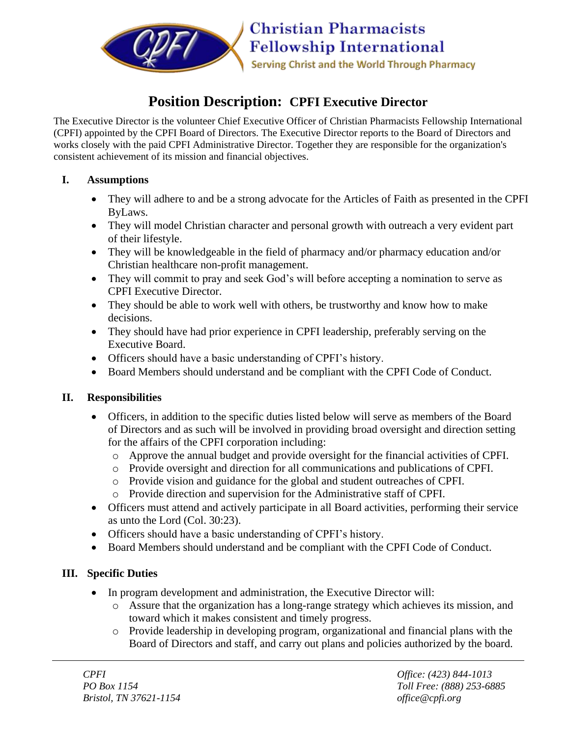# Position Description: CPFI Executive Director

The Executive Director is the volunteer Chief Executive Officer of Christian Pharmacists Fellowship International (CPFI) appointed by the CPFI Board of Directors. The Executive Director reports to the Board of Directors and works closely with the paid CPFI Administrative Director. Together they are responsible for the organization's consistent achievement of its mission and financial objectives.

## I. Assumptions

- They will adhere to and be a strong advocate for the Articles of Faith as presented in the CPFI ByLaws.
- They will model Christian character and personal growth with outreach a very evident part of their lifestyle.
- They will be knowledgeable in the field of pharmacy and/or pharmacy education and/or Christian healthcare non-profit management.
- They will commit to pray and seek God's will before accepting a nomination to serve as CPFI Executive Director.
- They should be able to work well with others, be trustworthy and know how to make decisions.
- They should have had prior experience in CPFI leadership, preferably serving on the Executive Board.
- Officers should have a basic understanding of CPFI's history.
- Board Members should understand and be compliant with the CPFI Code of Conduct.

## II. Responsibilities

- Officers, in addition to the specific duties listed below will serve as members of the Board of Directors and as such will be involved in providing broad oversight and direction setting for the affairs of the CPFI corporation including:
  - Approve the annual budget and provide oversight for the financial activities of CPFI.
  - Provide oversight and direction for all communications and publications of CPFI.
  - Provide vision and guidance for the global and student outreaches of CPFI.
  - Provide direction and supervision for the Administrative staff of CPFI.
- Officers must attend and actively participate in all Board activities, performing their service as unto the Lord (Col. 30:23).
- Officers should have a basic understanding of CPFI's history.
- Board Members should understand and be compliant with the CPFI Code of Conduct.

## III. Specific Duties

- In program development and administration, the Executive Director will:
  - Assure that the organization has a long-range strategy which achieves its mission, and toward which it makes consistent and timely progress.
  - Provide leadership in developing program, organizational and financial plans with the Board of Directors and staff, and carry out plans and policies authorized by the board.

*CPFI*
*PO Box 1154*
*Bristol, TN 37621-1154*

*Office: (423) 844-1013*
*Toll Free: (888) 253-6885*
*office@cpfi.org*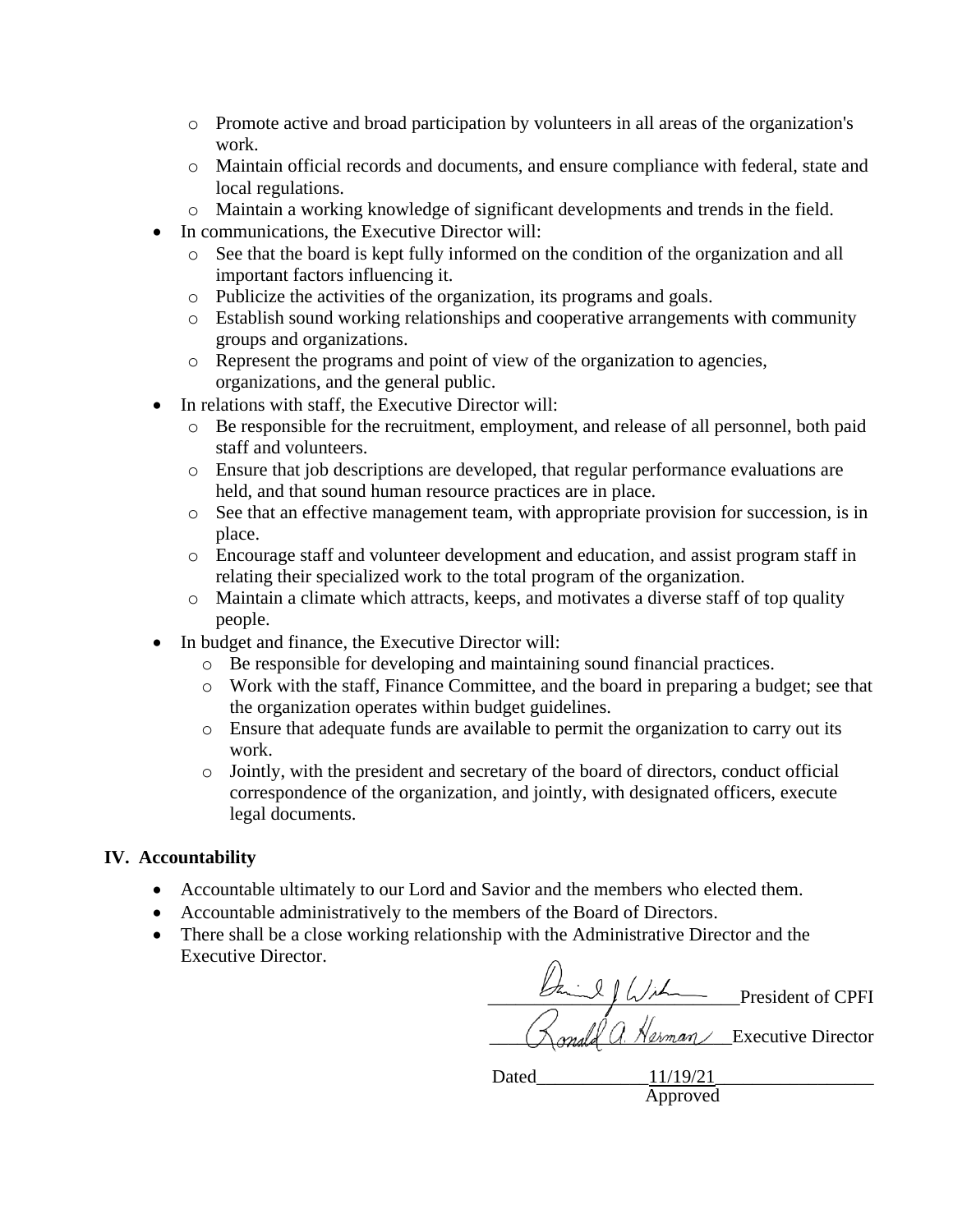- Promote active and broad participation by volunteers in all areas of the organization's work.
    - Maintain official records and documents, and ensure compliance with federal, state and local regulations.
    - Maintain a working knowledge of significant developments and trends in the field.
- In communications, the Executive Director will:
    - See that the board is kept fully informed on the condition of the organization and all important factors influencing it.
    - Publicize the activities of the organization, its programs and goals.
    - Establish sound working relationships and cooperative arrangements with community groups and organizations.
    - Represent the programs and point of view of the organization to agencies, organizations, and the general public.
- In relations with staff, the Executive Director will:
    - Be responsible for the recruitment, employment, and release of all personnel, both paid staff and volunteers.
    - Ensure that job descriptions are developed, that regular performance evaluations are held, and that sound human resource practices are in place.
    - See that an effective management team, with appropriate provision for succession, is in place.
    - Encourage staff and volunteer development and education, and assist program staff in relating their specialized work to the total program of the organization.
    - Maintain a climate which attracts, keeps, and motivates a diverse staff of top quality people.
- In budget and finance, the Executive Director will:
    - Be responsible for developing and maintaining sound financial practices.
    - Work with the staff, Finance Committee, and the board in preparing a budget; see that the organization operates within budget guidelines.
    - Ensure that adequate funds are available to permit the organization to carry out its work.
    - Jointly, with the president and secretary of the board of directors, conduct official correspondence of the organization, and jointly, with designated officers, execute legal documents.

## IV. Accountability

- Accountable ultimately to our Lord and Savior and the members who elected them.
- Accountable administratively to the members of the Board of Directors.
- There shall be a close working relationship with the Administrative Director and the Executive Director.

Daniel J White ____________ President of CPFI

Ronald A. Herman ____________ Executive Director

Dated ____________ 11/19/21 ____________
Approved